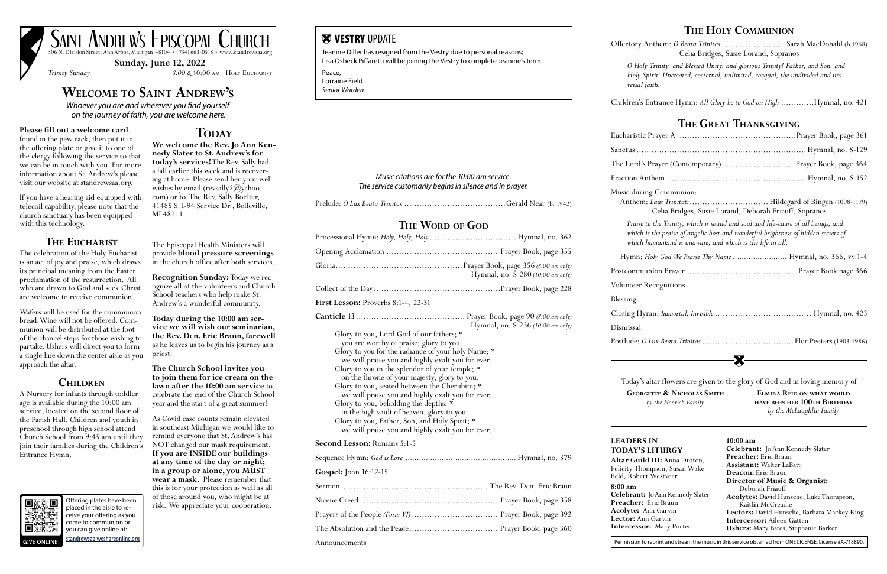# Saint Andrew's Episcopal Church

306 N. Division Street, Ann Arbor, Michigan 48104 • (734) 663-0518 • www.standrewsaa.org

**Sunday, June 12, 2022**

*Trinity Sunday* — *8:00* & 10:00 am: Holy Eucharist

# Welcome to Saint Andrew's

*Whoever you are and wherever you find yourself on the journey of faith, you are welcome here.*

**Please fill out a welcome card**, found in the pew rack, then put it in the offering plate or give it to one of the clergy following the service so that we can be in touch with you. For more information about St. Andrew's please visit our website at standrewsaa.org.

If you have a hearing aid equipped with telecoil capability, please note that the church sanctuary has been equipped with this technology.

## The Eucharist

The celebration of the Holy Eucharist is an act of joy and praise, which draws its principal meaning from the Easter proclamation of the resurrection. All who are drawn to God and seek Christ are welcome to receive communion.

Wafers will be used for the communion bread. Wine will not be offered. Communion will be distributed at the foot of the chancel steps for those wishing to partake. Ushers will direct you to form a single line down the center aisle as you approach the altar.

## Children

A Nursery for infants through toddler age is available during the 10:00 am service, located on the second floor of the Parish Hall. Children and youth in preschool through high school attend Church School from 9:45 am until they join their families during the Children's Entrance Hymn.

Offering plates have been placed in the aisle to receive your offering as you come to communion or you can give online at: standrewsaa.weshareonline.org

GIVE ONLINE!

## Today

**We welcome the Rev. Jo Ann Kennedy Slater to St. Andrew's for today's services!** The Rev. Sally had a fall earlier this week and is recovering at home. Please send her your well wishes by email (revsally2@yahoo.com) or to: The Rev. Sally Boelter, 41485 S. I-94 Service Dr., Belleville, MI 48111.

The Episcopal Health Ministers will provide **blood pressure screenings** in the church office after both services.

**Recognition Sunday:** Today we recognize all of the volunteers and Church School teachers who help make St. Andrew's a wonderful community.

**Today during the 10:00 am service we will wish our seminarian, the Rev. Dcn. Eric Braun, farewell** as he leaves us to begin his journey as a priest.

**The Church School invites you to join them for ice cream on the lawn after the 10:00 am service** to celebrate the end of the Church School year and the start of a great summer!

As Covid case counts remain elevated in southeast Michigan we would like to remind everyone that St. Andrew's has NOT changed our mask requirement. **If you are INSIDE our buildings at any time of the day or night; in a group or alone, you MUST wear a mask.** Please remember that this is for your protection as well as all of those around you, who might be at risk. We appreciate your cooperation.

## Vestry Update

Jeanine Diller has resigned from the Vestry due to personal reasons; Lisa Osbeck Piffaretti will be joining the Vestry to complete Jeanine's term.

Peace,
Lorraine Field
*Senior Warden*

*Music citations are for the 10:00 am service.*
*The service customarily begins in silence and in prayer.*

Prelude: *O Lux Beata Trinitas* .......... Gerald Near (b. 1942)

## The Word of God

Processional Hymn: *Holy, Holy, Holy* .......... Hymnal, no. 362

Opening Acclamation .......... Prayer Book, page 355

Gloria .......... Prayer Book, page 356 *(8:00 am only)*
Hymnal, no. S-280 *(10:00 am only)*

Collect of the Day .......... Prayer Book, page 228

**First Lesson:** Proverbs 8:1-4, 22-31

**Canticle 13** .......... Prayer Book, page 90 *(8:00 am only)*
Hymnal, no. S-236 *(10:00 am only)*

Glory to you, Lord God of our fathers; *
you are worthy of praise; glory to you.
Glory to you for the radiance of your holy Name; *
we will praise you and highly exalt you for ever.
Glory to you in the splendor of your temple; *
on the throne of your majesty, glory to you.
Glory to you, seated between the Cherubim; *
we will praise you and highly exalt you for ever.
Glory to you, beholding the depths; *
in the high vault of heaven, glory to you.
Glory to you, Father, Son, and Holy Spirit; *
we will praise you and highly exalt you for ever.

**Second Lesson:** Romans 5:1-5

Sequence Hymn: *God is Love* .......... Hymnal, no. 379

**Gospel:** John 16:12-15

Sermon .......... The Rev. Dcn. Eric Braun

Nicene Creed .......... Prayer Book, page 358

Prayers of the People *(Form VI)* .......... Prayer Book, page 392

The Absolution and the Peace .......... Prayer Book, page 360

Announcements

## The Holy Communion

Offertory Anthem: *O Beata Trinitas* .......... Sarah MacDonald (b.1968)
Celia Bridges, Susie Lorand, Sopranos

*O Holy Trinity, and Blessed Unity, and glorious Trinity! Father, and Son, and Holy Spirit. Uncreated, coeternal, unlimited, coequal, the undivided and universal faith.*

Children's Entrance Hymn: *All Glory be to God on High* .......... Hymnal, no. 421

## The Great Thanksgiving

Eucharistic Prayer A .......... Prayer Book, page 361

Sanctus .......... Hymnal, no. S-129

The Lord's Prayer (Contemporary) .......... Prayer Book, page 364

Fraction Anthem .......... Hymnal, no. S-152

Music during Communion:
Anthem: *Laus Trinitati* .......... Hildegard of Bingen (1098-1179)
Celia Bridges, Susie Lorand, Deborah Friauff, Sopranos

*Praise to the Trinity, which is sound and soul and life-cause of all beings, and which is the praise of angelic host and wonderful brightness of hidden secrets of which humankind is unaware, and which is the life in all.*

Hymn: *Holy God We Praise Thy Name* .......... Hymnal, no. 366, vv.1-4

Postcommunion Prayer .......... Prayer Book page 366

Volunteer Recognitions

Blessing

Closing Hymn: *Immortal, Invisible* .......... Hymnal, no. 423

Dismissal

Postlude: *O Lux Beata Trinitas* .......... Flor Peeters (1903-1986)

Today's altar flowers are given to the glory of God and in loving memory of

**Georgette & Nicholas Smith**
*by the Henrich Family*

**Elmira Reid on what would have been her 100th Birthday**
*by the McLaughlin Family*

**LEADERS IN TODAY'S LITURGY**

**Altar Guild III:** Anna Dutton, Felicity Thompson, Susan Wakefield, Robert Westveer

**8:00 am**
**Celebrant:** Jo Ann Kennedy Slater
**Preacher:** Eric Braun
**Acolyte:** Ann Garvin
**Lector:** Ann Garvin
**Intercessor:** Mary Porter

**10:00 am**
**Celebrant:** Jo Ann Kennedy Slater
**Preacher:** Eric Braun
**Assistant:** Walter LaBatt
**Deacon:** Eric Braun
**Director of Music & Organist:** Deborah Friauff
**Acolytes:** David Hunsche, Luke Thompson, Kaitlin McCreadie
**Lectors:** David Hunsche, Barbara Mackey King
**Intercessor:** Aileen Gatten
**Ushers:** Mary Bates, Stephanie Barker

Permission to reprint and stream the music in this service obtained from ONE LICENSE, License #A-718890.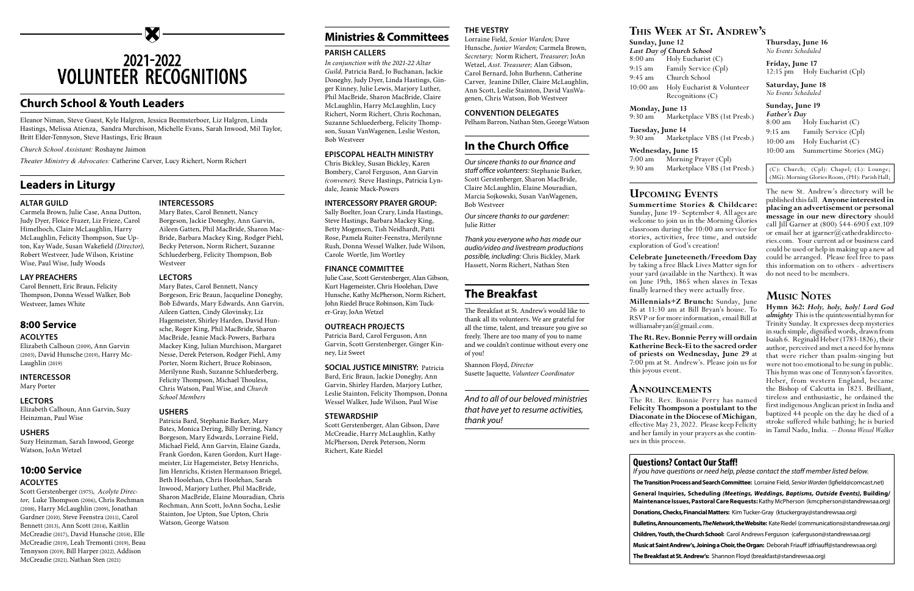# 2021-2022 VOLUNTEER RECOGNITIONS

## Church School & Youth Leaders

Eleanor Niman, Steve Guest, Kyle Halgren, Jessica Beemsterboer, Liz Halgren, Linda Hastings, Melissa Atienza, Sandra Murchison, Michelle Evans, Sarah Inwood, Mil Taylor, Britt Elder-Tennyson, Steve Hastings, Eric Braun

*Church School Assistant:* Roshayne Jaimon

*Theater Ministry & Advocates:* Catherine Carver, Lucy Richert, Norm Richert

## Leaders in Liturgy

### ALTAR GUILD

Carmela Brown, Julie Case, Anna Dutton, Judy Dyer, Floice Frazer, Liz Frieze, Carol Himelhoch, Claire McLaughlin, Harry McLaughlin, Felicity Thompson, Sue Upton, Kay Wade, Susan Wakefield *(Director)*, Robert Westveer, Jude Wilson, Kristine Wise, Paul Wise, Judy Woods

### LAY PREACHERS

Carol Bennett, Eric Braun, Felicity Thompson, Donna Wessel Walker, Bob Westveer, James White

## 8:00 Service

### ACOLYTES

Elizabeth Calhoun (2009), Ann Garvin (2003), David Hunsche (2019), Harry McLaughlin (2019)

### INTERCESSOR

Mary Porter

### LECTORS

Elizabeth Calhoun, Ann Garvin, Suzy Heinzman, Paul Wise

### USHERS

Suzy Heinzman, Sarah Inwood, George Watson, JoAn Wetzel

## 10:00 Service

### ACOLYTES

Scott Gerstenberger (1975), *Acolyte Director*, Luke Thompson (2006), Chris Rochman (2008), Harry McLaughlin (2009), Jonathan Gardner (2010), Steve Feenstra (2011), Carol Bennett (2013), Ann Scott (2014), Kaitlin McCreadie (2017), David Hunsche (2018), Elle McCreadie (2019), Leah Tremonti (2019), Beau Tennyson (2019), Bill Harper (2022), Addison McCreadie (2021), Nathan Sten (2021)

### INTERCESSORS

Mary Bates, Carol Bennett, Nancy Borgeson, Jackie Doneghy, Ann Garvin, Aileen Gatten, Phil MacBride, Sharon MacBride, Barbara Mackey King, Rodger Piehl, Becky Peterson, Norm Richert, Suzanne Schluederberg, Felicity Thompson, Bob Westveer

### LECTORS

Mary Bates, Carol Bennett, Nancy Borgeson, Eric Braun, Jacqueline Doneghy, Bob Edwards, Mary Edwards, Ann Garvin, Aileen Gatten, Cindy Glovinsky, Liz Hagemeister, Shirley Harden, David Hunsche, Roger King, Phil MacBride, Sharon MacBride, Jeanie Mack-Powers, Barbara Mackey King, Julian Murchison, Margaret Nesse, Derek Peterson, Rodger Piehl, Amy Porter, Norm Richert, Bruce Robinson, Merilynne Rush, Suzanne Schluederberg, Felicity Thompson, Michael Thouless, Chris Watson, Paul Wise, and *Church School Members*

### USHERS

Patricia Bard, Stephanie Barker, Mary Bates, Monica Dering, Billy Dering, Nancy Borgeson, Mary Edwards, Lorraine Field, Michael Field, Ann Garvin, Elaine Gazda, Frank Gordon, Karen Gordon, Kurt Hagemeister, Liz Hagemeister, Betsy Henrichs, Jim Henrichs, Kristen Hermanson Briegel, Beth Hoolehan, Chris Hoolehan, Sarah Inwood, Marjory Luther, Phil MacBride, Sharon MacBride, Elaine Mouradian, Chris Rochman, Ann Scott, JoAnn Socha, Leslie Stainton, Joe Upton, Sue Upton, Chris Watson, George Watson

## Ministries & Committees

### PARISH CALLERS

*In conjunction with the 2021-22 Altar Guild,* Patricia Bard, Jo Buchanan, Jackie Doneghy, Judy Dyer, Linda Hastings, Ginger Kinney, Julie Lewis, Marjory Luther, Phil MacBride, Sharon MacBride, Claire McLaughlin, Harry McLaughlin, Lucy Richert, Norm Richert, Chris Rochman, Suzanne Schluederberg, Felicity Thompson, Susan VanWagenen, Leslie Weston, Bob Westveer

### EPISCOPAL HEALTH MINISTRY

Chris Bickley, Susan Bickley, Karen Bombery, Carol Ferguson, Ann Garvin *(convener),* Steve Hastings, Patricia Lyndale, Jeanie Mack-Powers

### INTERCESSORY PRAYER GROUP:

Sally Boelter, Joan Crary, Linda Hastings, Steve Hastings, Barbara Mackey King, Betty Mogensen, Tish Neidhardt, Patti Rose, Pamela Ruiter-Feenstra, Merilynne Rush, Donna Wessel Walker, Jude Wilson, Carole Wortle, Jim Wortley

### FINANCE COMMITTEE

Julie Case, Scott Gerstenberger, Alan Gibson, Kurt Hagemeister, Chris Hoolehan, Dave Hunsche, Kathy McPherson, Norm Richert, John Riedel Bruce Robinson, Kim Tucker-Gray, JoAn Wetzel

### OUTREACH PROJECTS

Patricia Bard, Carol Ferguson, Ann Garvin, Scott Gerstenberger, Ginger Kinney, Liz Sweet

### SOCIAL JUSTICE MINISTRY:

Patricia Bard, Eric Braun, Jackie Doneghy, Ann Garvin, Shirley Harden, Marjory Luther, Leslie Stainton, Felicity Thompson, Donna Wessel Walker, Jude Wilson, Paul Wise

### STEWARDSHIP

Scott Gerstenberger, Alan Gibson, Dave McCreadie, Harry McLaughlin, Kathy McPherson, Derek Peterson, Norm Richert, Kate Riedel

### THE VESTRY

Lorraine Field, *Senior Warden;* Dave Hunsche, *Junior Warden;* Carmela Brown, *Secretary;* Norm Richert, *Treasurer;* JoAn Wetzel, *Asst. Treasurer;* Alan Gibson, Carol Bernard, John Burhenn, Catherine Carver, Jeanine Diller, Claire McLaughlin, Ann Scott, Leslie Stainton, David VanWagenen, Chris Watson, Bob Westveer

### CONVENTION DELEGATES

Pelham Barron, Nathan Sten, George Watson

## In the Church Office

*Our sincere thanks to our finance and staff office volunteers:* Stephanie Barker, Scott Gerstenberger, Sharon MacBride, Claire McLaughlin, Elaine Mouradian, Marcia Sojkowski, Susan VanWagenen, Bob Westveer

*Our sincere thanks to our gardener:* Julie Ritter

*Thank you everyone who has made our audio/video and livestream productions possible, including:* Chris Bickley, Mark Hassett, Norm Richert, Nathan Sten

## The Breakfast

The Breakfast at St. Andrew's would like to thank all its volunteers. We are grateful for all the time, talent, and treasure you give so freely. There are too many of you to name and we couldn't continue without every one of you!

Shannon Floyd, *Director*
Susette Jaquette, *Volunteer Coordinator*

*And to all of our beloved ministries that have yet to resume activities, thank you!*

# This Week at St. Andrew's

**Sunday, June 12**
*Last Day of Church School*
8:00 am Holy Eucharist (C)
9:15 am Family Service (Cpl)
9:45 am Church School
10:00 am Holy Eucharist & Volunteer Recognitions (C)

**Monday, June 13**
9:30 am Marketplace VBS (1st Presb.)

**Tuesday, June 14**
9:30 am Marketplace VBS (1st Presb.)

**Wednesday, June 15**
7:00 am Morning Prayer (Cpl)
9:30 am Marketplace VBS (1st Presb.)

**Thursday, June 16**
*No Events Scheduled*

**Friday, June 17**
12:15 pm Holy Eucharist (Cpl)

**Saturday, June 18**
*No Events Scheduled*

**Sunday, June 19**
*Father's Day*
8:00 am Holy Eucharist (C)
9:15 am Family Service (Cpl)
10:00 am Holy Eucharist (C)
10:00 am Summertime Stories (MG)

(C): Church; (Cpl): Chapel; (L): Lounge; (MG): Morning Glories Room, (PH): Parish Hall;

## Upcoming Events

**Summertime Stories & Childcare:** Sunday, June 19 - September 4. All ages are welcome to join us in the Morning Glories classroom during the 10:00 am service for stories, activities, free time, and outside exploration of God's creation!

**Celebrate Juneteeneth/Freedom Day** by taking a free Black Lives Matter sign for your yard (available in the Narthex). It was on June 19th, 1865 when slaves in Texas finally learned they were actually free.

**Millennials+Z Brunch:** Sunday, June 26 at 11:30 am at Bill Bryan's house. To RSVP or for more information, email Bill at williamabryan@gmail.com.

**The Rt. Rev. Bonnie Perry will ordain Katherine Beck-Ei to the sacred order of priests on Wednesday, June 29** at 7:00 pm at St. Andrew's. Please join us for this joyous event.

## Announcements

The Rt. Rev. Bonnie Perry has named **Felicity Thompson a postulant to the Diaconate in the Diocese of Michigan**, effective May 23, 2022. Please keep Felicity and her family in your prayers as she continues in this process.

The new St. Andrew's directory will be published this fall. **Anyone interested in placing an advertisement or personal message in our new directory** should call Jill Garner at (800) 544-6903 ext.109 or email her at jgarner@cathedraldirectories.com. Your current ad or business card could be used or help in making up a new ad could be arranged. Please feel free to pass this information on to others - advertisers do not need to be members.

## Music Notes

**Hymn 362:** ***Holy, holy, holy! Lord God almighty*** This is the quintessential hymn for Trinity Sunday. It expresses deep mysteries in such simple, dignified words, drawn from Isaiah 6. Reginald Heber (1783-1826), their author, perceived and met a need for hymns that were richer than psalm-singing but were not too emotional to be sung in public. This hymn was one of Tennyson's favorites. Heber, from western England, became the Bishop of Calcutta in 1823. Brilliant, tireless and enthusiastic, he ordained the first indigenous Anglican priest in India and baptized 44 people on the day he died of a stroke suffered while bathing; he is buried in Tamil Nadu, India. *-- Donna Wessel Walker*

## Questions? Contact Our Staff!

*If you have questions or need help, please contact the staff member listed below.*

**The Transition Process and Search Committee:** Lorraine Field, *Senior Warden* (lgfield@comcast.net)

**General Inquiries, Scheduling *(Meetings, Weddings, Baptisms, Outside Events)*, Building/Maintenance Issues, Pastoral Care Requests:** Kathy McPherson (kmcpherson@standrewsaa.org)

**Donations, Checks, Financial Matters:** Kim Tucker-Gray (ktuckergray@standrewsaa.org)

**Bulletins, Announcements, *The Network*, the Website:** Kate Riedel (communications@standrewsaa.org)

**Children, Youth, the Church School:** Carol Andrews Ferguson (caferguson@standrewsaa.org)

**Music at Saint Andrew's, Joining a Choir, the Organ:** Deborah Friauff (dfriauff@standrewsaa.org)

**The Breakfast at St. Andrew's:** Shannon Floyd (breakfast@standrewsaa.org)